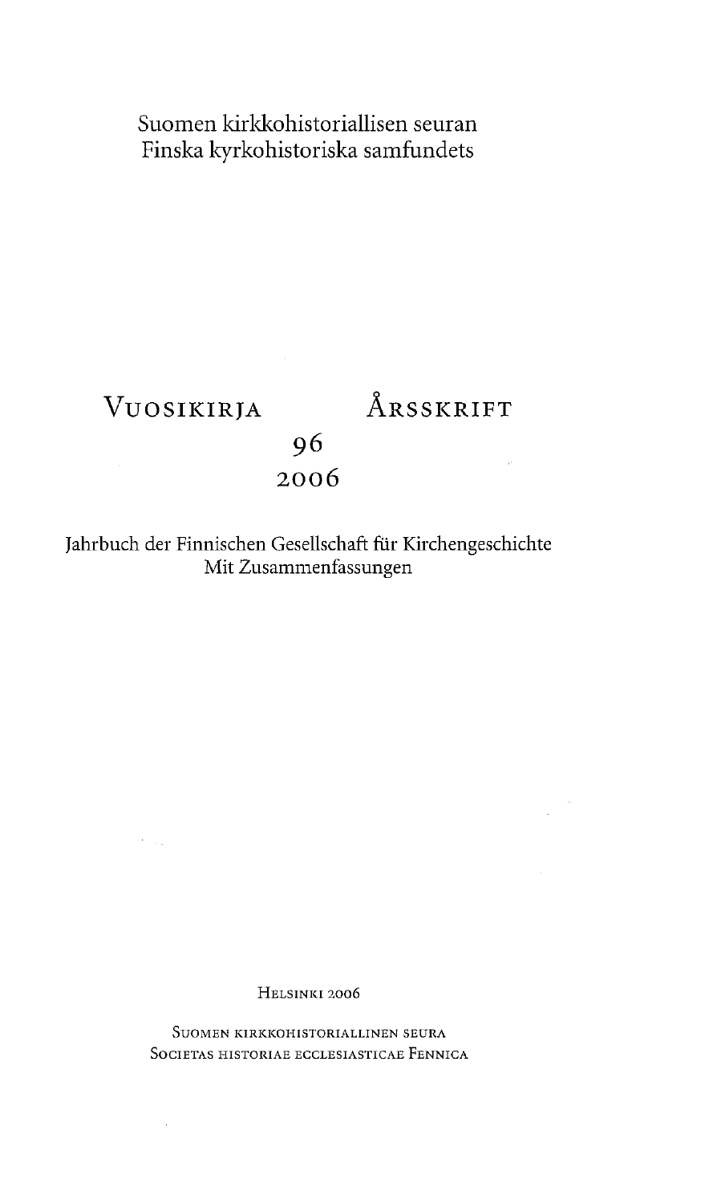Suomen kirkkohistoriallisen seuran
Finska kyrkohistoriska samfundets

# Vuosikirja Årsskrift

# 96
# 2006

Jahrbuch der Finnischen Gesellschaft für Kirchengeschichte
Mit Zusammenfassungen

Helsinki 2006

Suomen kirkkohistoriallinen seura
Societas historiae ecclesiasticae Fennica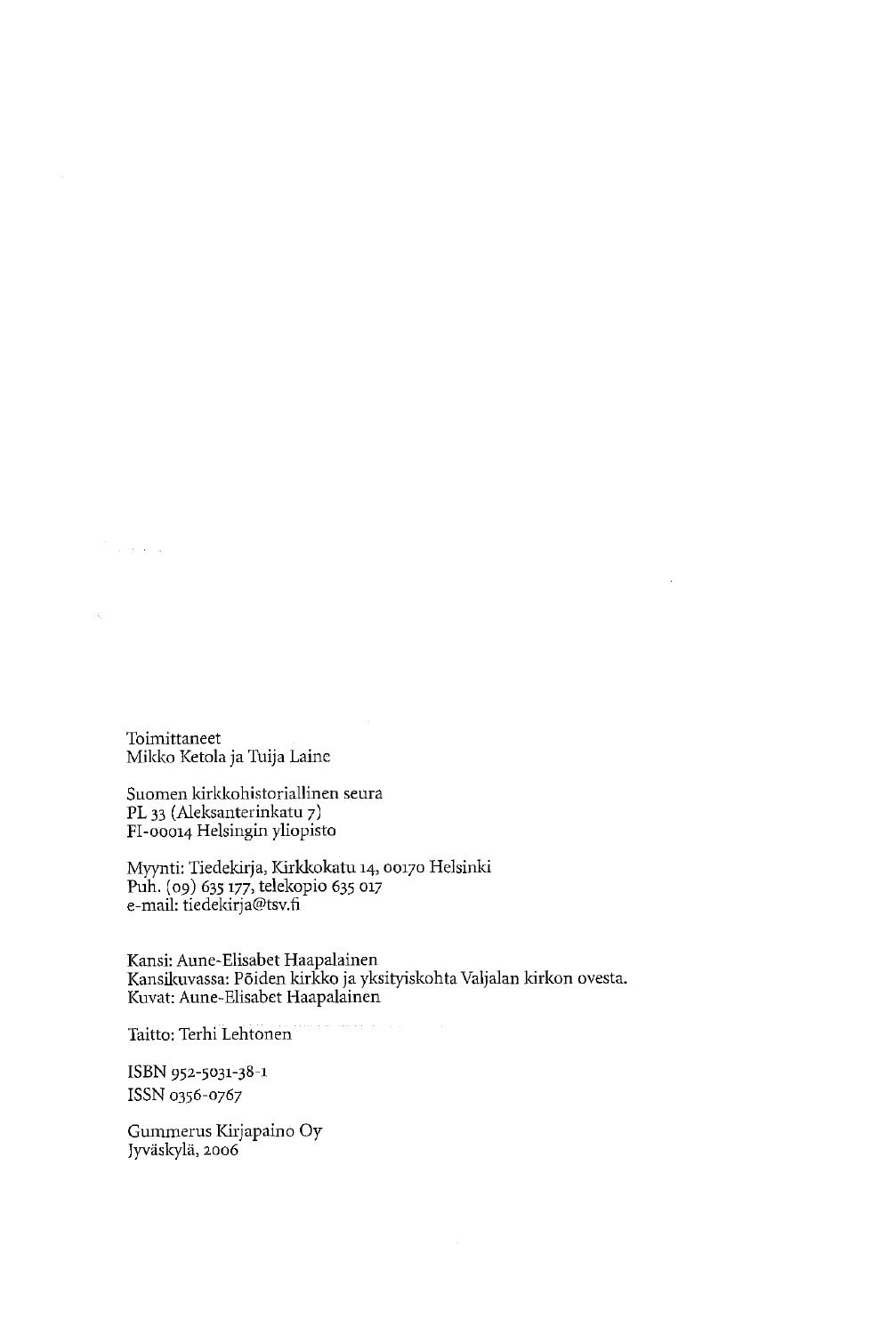Toimittaneet
Mikko Ketola ja Tuija Laine

Suomen kirkkohistoriallinen seura
PL 33 (Aleksanterinkatu 7)
FI-00014 Helsingin yliopisto

Myynti: Tiedekirja, Kirkkokatu 14, 00170 Helsinki
Puh. (09) 635 177, telekopio 635 017
e-mail: tiedekirja@tsv.fi

Kansi: Aune-Elisabet Haapalainen
Kansikuvassa: Põiden kirkko ja yksityiskohta Valjalan kirkon ovesta.
Kuvat: Aune-Elisabet Haapalainen

Taitto: Terhi Lehtonen

ISBN 952-5031-38-1
ISSN 0356-0767

Gummerus Kirjapaino Oy
Jyväskylä, 2006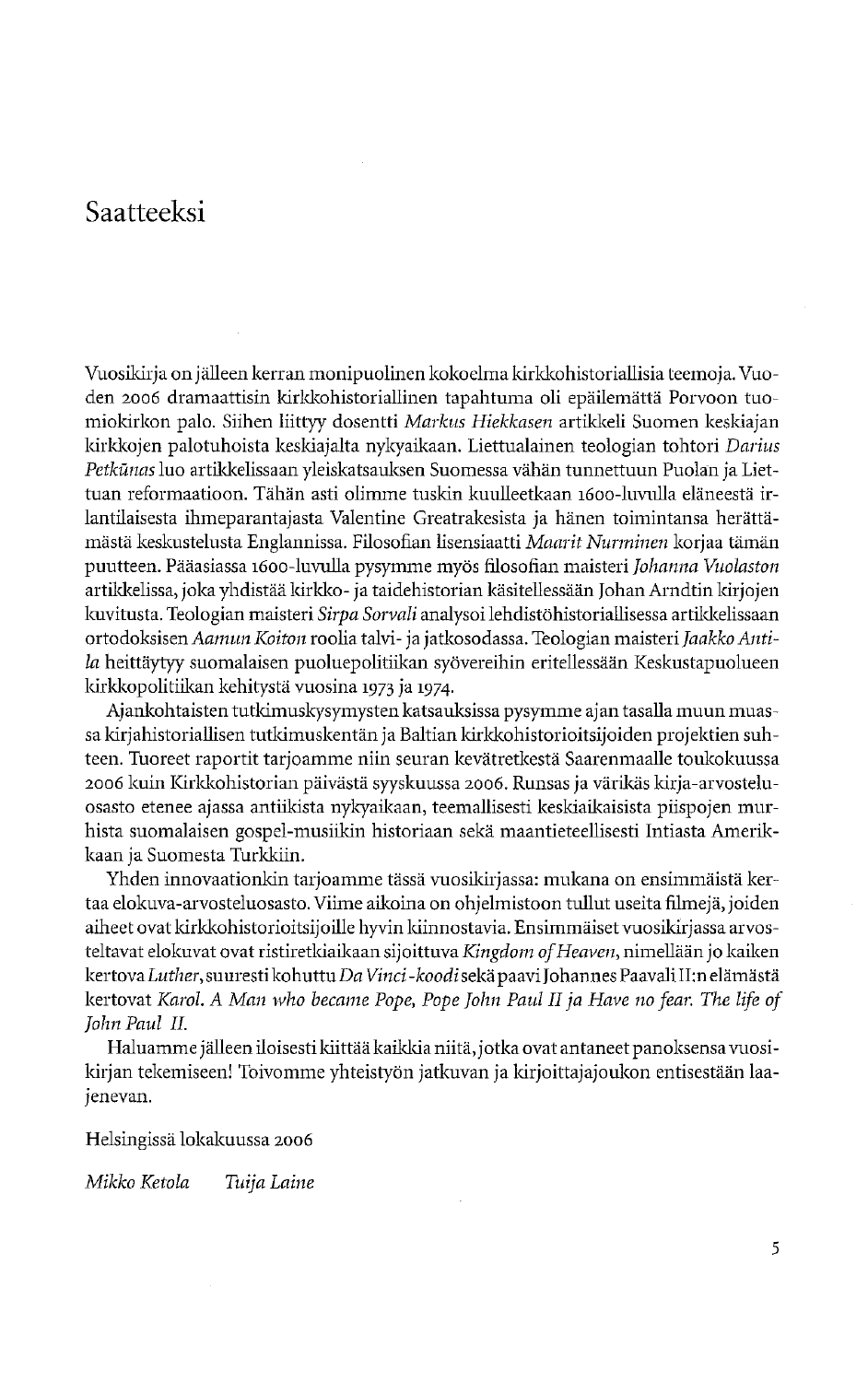# Saatteeksi

Vuosikirja on jälleen kerran monipuolinen kokoelma kirkkohistoriallisia teemoja. Vuoden 2006 dramaattisin kirkkohistoriallinen tapahtuma oli epäilemättä Porvoon tuomiokirkon palo. Siihen liittyy dosentti *Markus Hiekkasen* artikkeli Suomen keskiajan kirkkojen palotuhoista keskiajalta nykyaikaan. Liettualainen teologian tohtori *Darius Petkūnas* luo artikkelissaan yleiskatsauksen Suomessa vähän tunnettuun Puolan ja Liettuan reformaatioon. Tähän asti olimme tuskin kuulleetkaan 1600-luvulla eläneestä irlantilaisesta ihmeparantajasta Valentine Greatrakesista ja hänen toimintansa herättämästä keskustelusta Englannissa. Filosofian lisensiaatti *Maarit Nurminen* korjaa tämän puutteen. Pääasiassa 1600-luvulla pysymme myös filosofian maisteri *Johanna Vuolaston* artikkelissa, joka yhdistää kirkko- ja taidehistorian käsitellessään Johan Arndtin kirjojen kuvitusta. Teologian maisteri *Sirpa Sorvali* analysoi lehdistöhistoriallisessa artikkelissaan ortodoksisen *Aamun Koiton* roolia talvi- ja jatkosodassa. Teologian maisteri *Jaakko Antila* heittäytyy suomalaisen puoluepolitiikan syövereihin eritellessään Keskustapuolueen kirkkopolitiikan kehitystä vuosina 1973 ja 1974.

Ajankohtaisten tutkimuskysymysten katsauksissa pysymme ajan tasalla muun muassa kirjahistoriallisen tutkimuskentän ja Baltian kirkkohistorioitsijoiden projektien suhteen. Tuoreet raportit tarjoamme niin seuran kevätretkestä Saarenmaalle toukokuussa 2006 kuin Kirkkohistorian päivästä syyskuussa 2006. Runsas ja värikäs kirja-arvosteluosasto etenee ajassa antiikista nykyaikaan, teemallisesti keskiaikaisista piispojen murhista suomalaisen gospel-musiikin historiaan sekä maantieteellisesti Intiasta Amerikkaan ja Suomesta Turkkiin.

Yhden innovaationkin tarjoamme tässä vuosikirjassa: mukana on ensimmäistä kertaa elokuva-arvosteluosasto. Viime aikoina on ohjelmistoon tullut useita filmejä, joiden aiheet ovat kirkkohistorioitsijoille hyvin kiinnostavia. Ensimmäiset vuosikirjassa arvosteltavat elokuvat ovat ristiretkiaikaan sijoittuva *Kingdom of Heaven*, nimellään jo kaiken kertova *Luther*, suuresti kohuttu *Da Vinci -koodi* sekä paavi Johannes Paavali II:n elämästä kertovat *Karol. A Man who became Pope, Pope John Paul II* ja *Have no fear. The life of John Paul II.*

Haluamme jälleen iloisesti kiittää kaikkia niitä, jotka ovat antaneet panoksensa vuosikirjan tekemiseen! Toivomme yhteistyön jatkuvan ja kirjoittajajoukon entisestään laajenevan.

Helsingissä lokakuussa 2006

*Mikko Ketola* *Tuija Laine*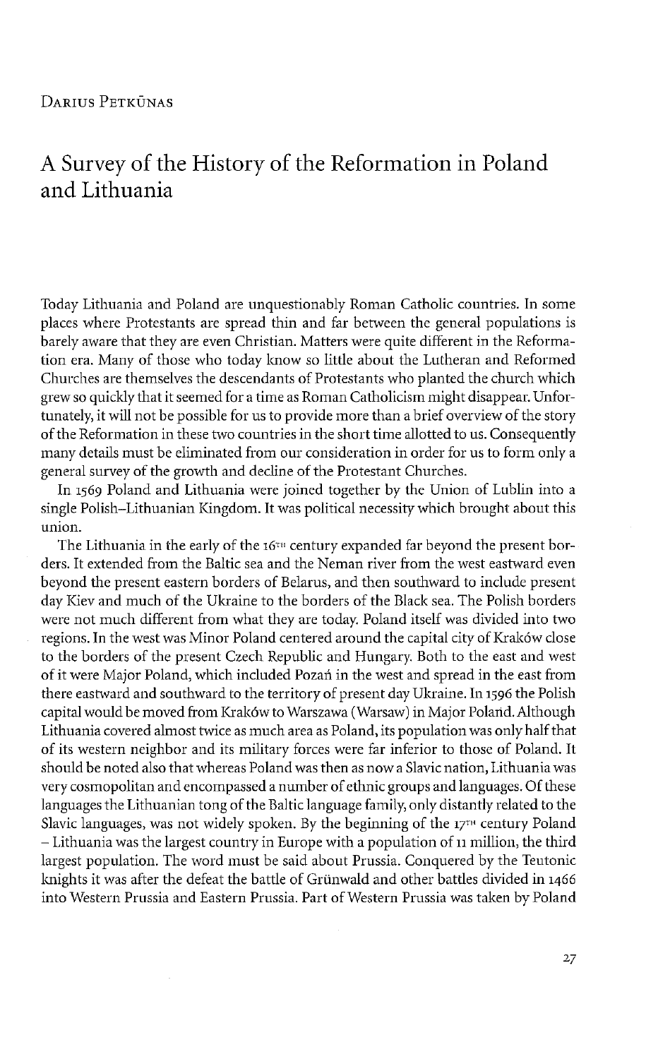DARIUS PETKŪNAS

# A Survey of the History of the Reformation in Poland and Lithuania

Today Lithuania and Poland are unquestionably Roman Catholic countries. In some places where Protestants are spread thin and far between the general populations is barely aware that they are even Christian. Matters were quite different in the Reformation era. Many of those who today know so little about the Lutheran and Reformed Churches are themselves the descendants of Protestants who planted the church which grew so quickly that it seemed for a time as Roman Catholicism might disappear. Unfortunately, it will not be possible for us to provide more than a brief overview of the story of the Reformation in these two countries in the short time allotted to us. Consequently many details must be eliminated from our consideration in order for us to form only a general survey of the growth and decline of the Protestant Churches.

In 1569 Poland and Lithuania were joined together by the Union of Lublin into a single Polish–Lithuanian Kingdom. It was political necessity which brought about this union.

The Lithuania in the early of the 16[TH] century expanded far beyond the present borders. It extended from the Baltic sea and the Neman river from the west eastward even beyond the present eastern borders of Belarus, and then southward to include present day Kiev and much of the Ukraine to the borders of the Black sea. The Polish borders were not much different from what they are today. Poland itself was divided into two regions. In the west was Minor Poland centered around the capital city of Kraków close to the borders of the present Czech Republic and Hungary. Both to the east and west of it were Major Poland, which included Pozań in the west and spread in the east from there eastward and southward to the territory of present day Ukraine. In 1596 the Polish capital would be moved from Kraków to Warszawa (Warsaw) in Major Poland. Although Lithuania covered almost twice as much area as Poland, its population was only half that of its western neighbor and its military forces were far inferior to those of Poland. It should be noted also that whereas Poland was then as now a Slavic nation, Lithuania was very cosmopolitan and encompassed a number of ethnic groups and languages. Of these languages the Lithuanian tong of the Baltic language family, only distantly related to the Slavic languages, was not widely spoken. By the beginning of the 17[TH] century Poland – Lithuania was the largest country in Europe with a population of 11 million, the third largest population. The word must be said about Prussia. Conquered by the Teutonic knights it was after the defeat the battle of Grünwald and other battles divided in 1466 into Western Prussia and Eastern Prussia. Part of Western Prussia was taken by Poland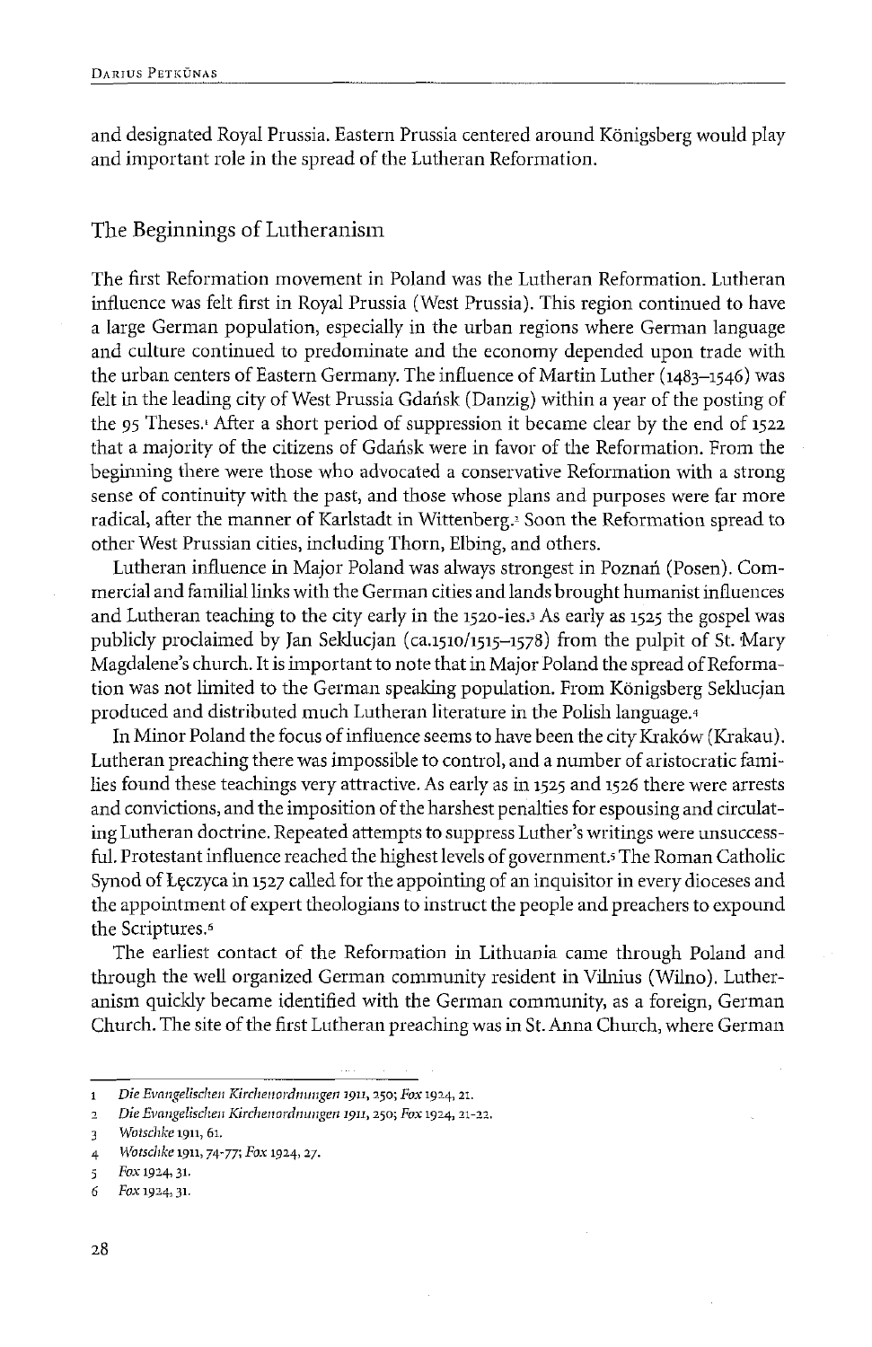and designated Royal Prussia. Eastern Prussia centered around Königsberg would play and important role in the spread of the Lutheran Reformation.

## The Beginnings of Lutheranism

The first Reformation movement in Poland was the Lutheran Reformation. Lutheran influence was felt first in Royal Prussia (West Prussia). This region continued to have a large German population, especially in the urban regions where German language and culture continued to predominate and the economy depended upon trade with the urban centers of Eastern Germany. The influence of Martin Luther (1483–1546) was felt in the leading city of West Prussia Gdańsk (Danzig) within a year of the posting of the 95 Theses.[1] After a short period of suppression it became clear by the end of 1522 that a majority of the citizens of Gdańsk were in favor of the Reformation. From the beginning there were those who advocated a conservative Reformation with a strong sense of continuity with the past, and those whose plans and purposes were far more radical, after the manner of Karlstadt in Wittenberg.[2] Soon the Reformation spread to other West Prussian cities, including Thorn, Elbing, and others.

Lutheran influence in Major Poland was always strongest in Poznań (Posen). Commercial and familial links with the German cities and lands brought humanist influences and Lutheran teaching to the city early in the 1520-ies.[3] As early as 1525 the gospel was publicly proclaimed by Jan Seklucjan (ca.1510/1515–1578) from the pulpit of St. Mary Magdalene's church. It is important to note that in Major Poland the spread of Reformation was not limited to the German speaking population. From Königsberg Seklucjan produced and distributed much Lutheran literature in the Polish language.[4]

In Minor Poland the focus of influence seems to have been the city Kraków (Krakau). Lutheran preaching there was impossible to control, and a number of aristocratic families found these teachings very attractive. As early as in 1525 and 1526 there were arrests and convictions, and the imposition of the harshest penalties for espousing and circulating Lutheran doctrine. Repeated attempts to suppress Luther's writings were unsuccessful. Protestant influence reached the highest levels of government.[5] The Roman Catholic Synod of Łęczyca in 1527 called for the appointing of an inquisitor in every dioceses and the appointment of expert theologians to instruct the people and preachers to expound the Scriptures.[6]

The earliest contact of the Reformation in Lithuania came through Poland and through the well organized German community resident in Vilnius (Wilno). Lutheranism quickly became identified with the German community, as a foreign, German Church. The site of the first Lutheran preaching was in St. Anna Church, where German

---

1 *Die Evangelischen Kirchenordnungen* 1911, 250; *Fox* 1924, 21.

2 *Die Evangelischen Kirchenordnungen* 1911, 250; *Fox* 1924, 21-22.

3 *Wotschke* 1911, 61.

4 *Wotschke* 1911, 74-77; *Fox* 1924, 27.

5 *Fox* 1924, 31.

6 *Fox* 1924, 31.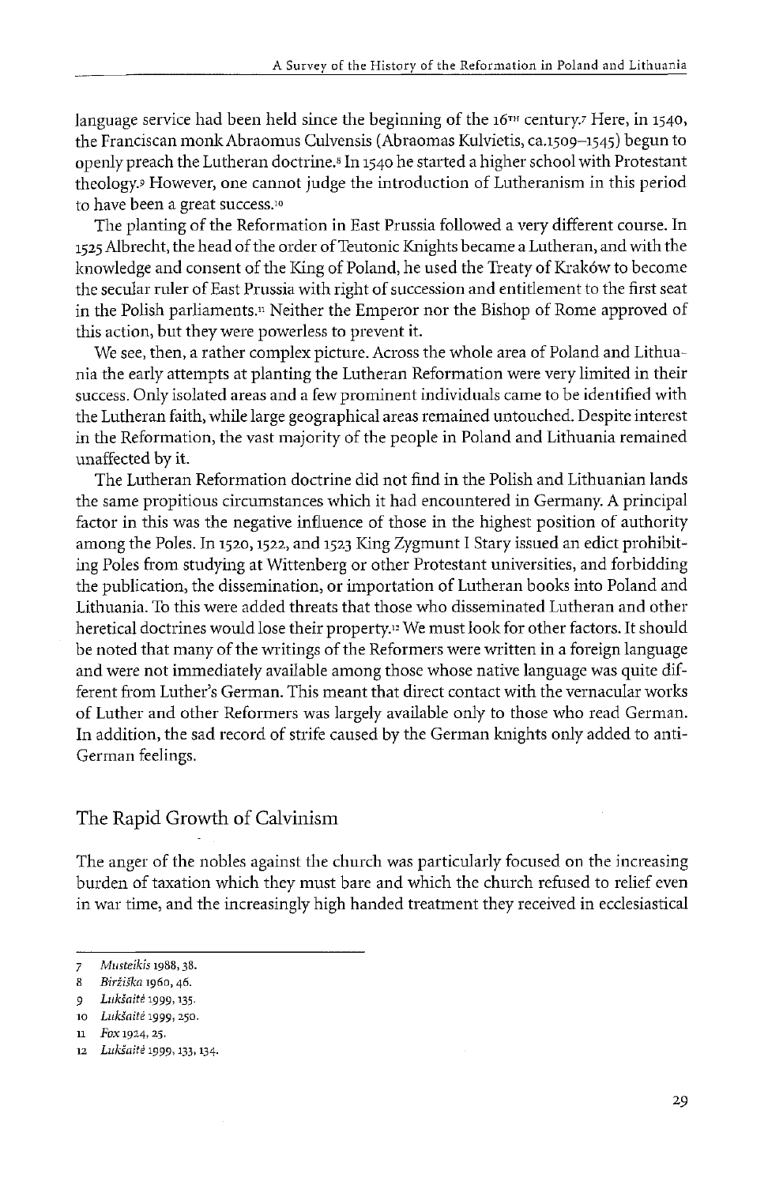language service had been held since the beginning of the 16TH century.[7] Here, in 1540, the Franciscan monk Abraomus Culvensis (Abraomas Kulvietis, ca.1509–1545) begun to openly preach the Lutheran doctrine.[8] In 1540 he started a higher school with Protestant theology.[9] However, one cannot judge the introduction of Lutheranism in this period to have been a great success.[10]

The planting of the Reformation in East Prussia followed a very different course. In 1525 Albrecht, the head of the order of Teutonic Knights became a Lutheran, and with the knowledge and consent of the King of Poland, he used the Treaty of Kraków to become the secular ruler of East Prussia with right of succession and entitlement to the first seat in the Polish parliaments.[11] Neither the Emperor nor the Bishop of Rome approved of this action, but they were powerless to prevent it.

We see, then, a rather complex picture. Across the whole area of Poland and Lithuania the early attempts at planting the Lutheran Reformation were very limited in their success. Only isolated areas and a few prominent individuals came to be identified with the Lutheran faith, while large geographical areas remained untouched. Despite interest in the Reformation, the vast majority of the people in Poland and Lithuania remained unaffected by it.

The Lutheran Reformation doctrine did not find in the Polish and Lithuanian lands the same propitious circumstances which it had encountered in Germany. A principal factor in this was the negative influence of those in the highest position of authority among the Poles. In 1520, 1522, and 1523 King Zygmunt I Stary issued an edict prohibiting Poles from studying at Wittenberg or other Protestant universities, and forbidding the publication, the dissemination, or importation of Lutheran books into Poland and Lithuania. To this were added threats that those who disseminated Lutheran and other heretical doctrines would lose their property.[12] We must look for other factors. It should be noted that many of the writings of the Reformers were written in a foreign language and were not immediately available among those whose native language was quite different from Luther's German. This meant that direct contact with the vernacular works of Luther and other Reformers was largely available only to those who read German. In addition, the sad record of strife caused by the German knights only added to anti-German feelings.

## The Rapid Growth of Calvinism

The anger of the nobles against the church was particularly focused on the increasing burden of taxation which they must bare and which the church refused to relief even in war time, and the increasingly high handed treatment they received in ecclesiastical

---

7 *Musteikis* 1988, 38.

8 *Biržiška* 1960, 46.

9 *Lukšaitė* 1999, 135.

10 *Lukšaitė* 1999, 250.

11 *Fox* 1924, 25.

12 *Lukšaitė* 1999, 133, 134.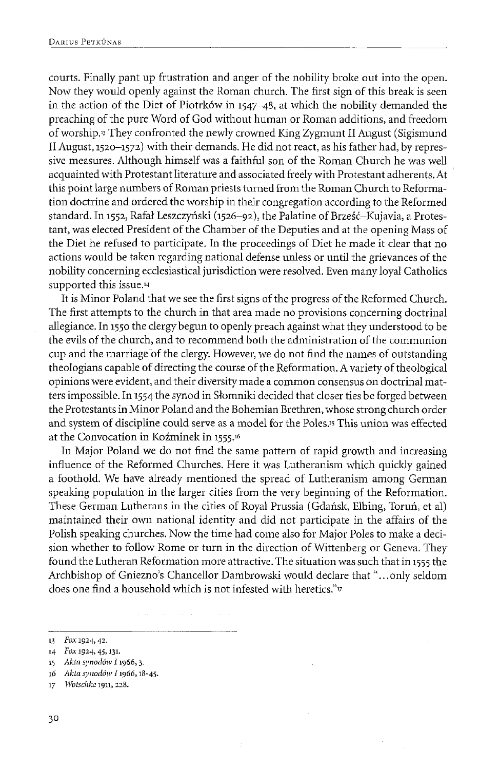courts. Finally pant up frustration and anger of the nobility broke out into the open. Now they would openly against the Roman church. The first sign of this break is seen in the action of the Diet of Piotrków in 1547–48, at which the nobility demanded the preaching of the pure Word of God without human or Roman additions, and freedom of worship.[13] They confronted the newly crowned King Zygmunt II August (Sigismund II August, 1520–1572) with their demands. He did not react, as his father had, by repressive measures. Although himself was a faithful son of the Roman Church he was well acquainted with Protestant literature and associated freely with Protestant adherents. At this point large numbers of Roman priests turned from the Roman Church to Reformation doctrine and ordered the worship in their congregation according to the Reformed standard. In 1552, Rafał Leszczyński (1526–92), the Palatine of Brześć–Kujavia, a Protestant, was elected President of the Chamber of the Deputies and at the opening Mass of the Diet he refused to participate. In the proceedings of Diet he made it clear that no actions would be taken regarding national defense unless or until the grievances of the nobility concerning ecclesiastical jurisdiction were resolved. Even many loyal Catholics supported this issue.[14]

It is Minor Poland that we see the first signs of the progress of the Reformed Church. The first attempts to the church in that area made no provisions concerning doctrinal allegiance. In 1550 the clergy begun to openly preach against what they understood to be the evils of the church, and to recommend both the administration of the communion cup and the marriage of the clergy. However, we do not find the names of outstanding theologians capable of directing the course of the Reformation. A variety of theological opinions were evident, and their diversity made a common consensus on doctrinal matters impossible. In 1554 the synod in Słomniki decided that closer ties be forged between the Protestants in Minor Poland and the Bohemian Brethren, whose strong church order and system of discipline could serve as a model for the Poles.[15] This union was effected at the Convocation in Koźminek in 1555.[16]

In Major Poland we do not find the same pattern of rapid growth and increasing influence of the Reformed Churches. Here it was Lutheranism which quickly gained a foothold. We have already mentioned the spread of Lutheranism among German speaking population in the larger cities from the very beginning of the Reformation. These German Lutherans in the cities of Royal Prussia (Gdańsk, Elbing, Toruń, et al) maintained their own national identity and did not participate in the affairs of the Polish speaking churches. Now the time had come also for Major Poles to make a decision whether to follow Rome or turn in the direction of Wittenberg or Geneva. They found the Lutheran Reformation more attractive. The situation was such that in 1555 the Archbishop of Gniezno's Chancellor Dambrowski would declare that "...only seldom does one find a household which is not infested with heretics."[17]

---

13 *Fox* 1924, 42.

14 *Fox* 1924, 45, 131.

15 *Akta synodów I* 1966, 3.

16 *Akta synodów I* 1966, 18-45.

17 *Wotschke* 1911, 228.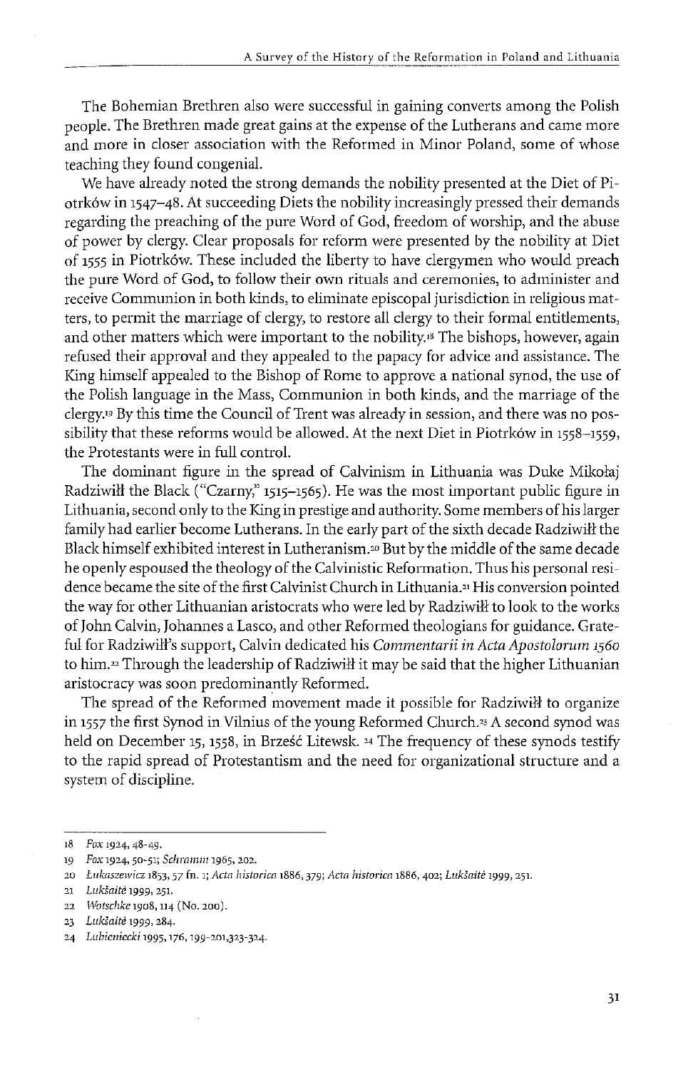The Bohemian Brethren also were successful in gaining converts among the Polish people. The Brethren made great gains at the expense of the Lutherans and came more and more in closer association with the Reformed in Minor Poland, some of whose teaching they found congenial.

We have already noted the strong demands the nobility presented at the Diet of Piotrków in 1547–48. At succeeding Diets the nobility increasingly pressed their demands regarding the preaching of the pure Word of God, freedom of worship, and the abuse of power by clergy. Clear proposals for reform were presented by the nobility at Diet of 1555 in Piotrków. These included the liberty to have clergymen who would preach the pure Word of God, to follow their own rituals and ceremonies, to administer and receive Communion in both kinds, to eliminate episcopal jurisdiction in religious matters, to permit the marriage of clergy, to restore all clergy to their formal entitlements, and other matters which were important to the nobility.[18] The bishops, however, again refused their approval and they appealed to the papacy for advice and assistance. The King himself appealed to the Bishop of Rome to approve a national synod, the use of the Polish language in the Mass, Communion in both kinds, and the marriage of the clergy.[19] By this time the Council of Trent was already in session, and there was no possibility that these reforms would be allowed. At the next Diet in Piotrków in 1558–1559, the Protestants were in full control.

The dominant figure in the spread of Calvinism in Lithuania was Duke Mikołaj Radziwiłł the Black ("Czarny," 1515–1565). He was the most important public figure in Lithuania, second only to the King in prestige and authority. Some members of his larger family had earlier become Lutherans. In the early part of the sixth decade Radziwiłł the Black himself exhibited interest in Lutheranism.[20] But by the middle of the same decade he openly espoused the theology of the Calvinistic Reformation. Thus his personal residence became the site of the first Calvinist Church in Lithuania.[21] His conversion pointed the way for other Lithuanian aristocrats who were led by Radziwiłł to look to the works of John Calvin, Johannes a Lasco, and other Reformed theologians for guidance. Grateful for Radziwiłł's support, Calvin dedicated his *Commentarii in Acta Apostolorum 1560* to him.[22] Through the leadership of Radziwiłł it may be said that the higher Lithuanian aristocracy was soon predominantly Reformed.

The spread of the Reformed movement made it possible for Radziwiłł to organize in 1557 the first Synod in Vilnius of the young Reformed Church.[23] A second synod was held on December 15, 1558, in Brześć Litewsk.[24] The frequency of these synods testify to the rapid spread of Protestantism and the need for organizational structure and a system of discipline.

---

18 *Fox* 1924, 48–49.

19 *Fox* 1924, 50–51; *Schramm* 1965, 202.

20 *Lukaszewicz* 1853, 57 fn. 1; *Acta historica* 1886, 379; *Acta historica* 1886, 402; *Lukšaitė* 1999, 251.

21 *Lukšaitė* 1999, 251.

22 *Wotschke* 1908, 114 (No. 200).

23 *Lukšaitė* 1999, 284.

24 *Lubieniecki* 1995, 176, 199–201, 323–324.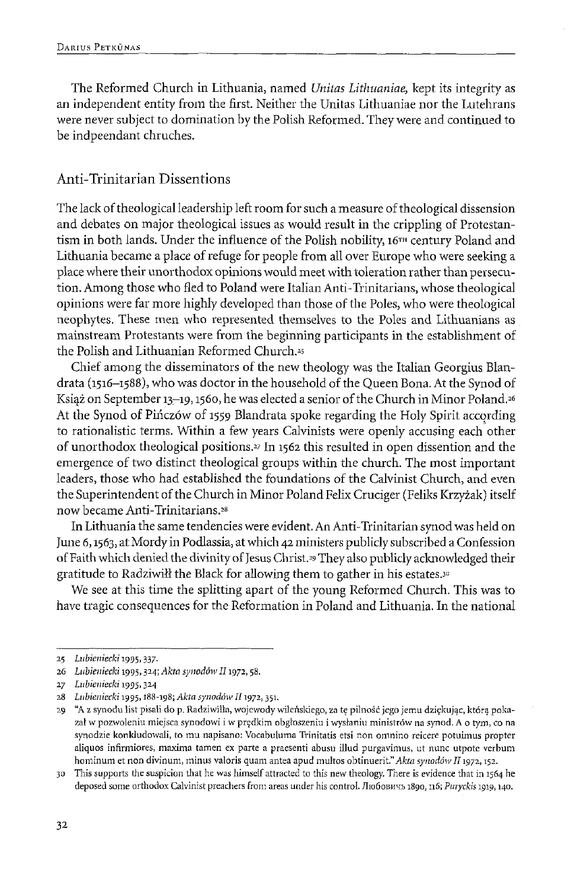The Reformed Church in Lithuania, named *Unitas Lithuaniae*, kept its integrity as an independent entity from the first. Neither the Unitas Lithuaniae nor the Lutehrans were never subject to domination by the Polish Reformed. They were and continued to be indpeendant chruches.

## Anti-Trinitarian Dissentions

The lack of theological leadership left room for such a measure of theological dissension and debates on major theological issues as would result in the crippling of Protestantism in both lands. Under the influence of the Polish nobility, 16TH century Poland and Lithuania became a place of refuge for people from all over Europe who were seeking a place where their unorthodox opinions would meet with toleration rather than persecution. Among those who fled to Poland were Italian Anti-Trinitarians, whose theological opinions were far more highly developed than those of the Poles, who were theological neophytes. These men who represented themselves to the Poles and Lithuanians as mainstream Protestants were from the beginning participants in the establishment of the Polish and Lithuanian Reformed Church.[25]

Chief among the disseminators of the new theology was the Italian Georgius Blandrata (1516–1588), who was doctor in the household of the Queen Bona. At the Synod of Książ on September 13–19, 1560, he was elected a senior of the Church in Minor Poland.[26] At the Synod of Pińczów of 1559 Blandrata spoke regarding the Holy Spirit according to rationalistic terms. Within a few years Calvinists were openly accusing each other of unorthodox theological positions.[27] In 1562 this resulted in open dissention and the emergence of two distinct theological groups within the church. The most important leaders, those who had established the foundations of the Calvinist Church, and even the Superintendent of the Church in Minor Poland Felix Cruciger (Feliks Krzyżak) itself now became Anti-Trinitarians.[28]

In Lithuania the same tendencies were evident. An Anti-Trinitarian synod was held on June 6, 1563, at Mordy in Podlassia, at which 42 ministers publicly subscribed a Confession of Faith which denied the divinity of Jesus Christ.[29] They also publicly acknowledged their gratitude to Radziwiłł the Black for allowing them to gather in his estates.[30]

We see at this time the splitting apart of the young Reformed Church. This was to have tragic consequences for the Reformation in Poland and Lithuania. In the national

---

25 *Lubieniecki* 1995, 337.

26 *Lubieniecki* 1995, 324; *Akta synodów II* 1972, 58.

27 *Lubieniecki* 1995, 324

28 *Lubieniecki* 1995, 188–198; *Akta synodów II* 1972, 351.

29 "A z synodu list pisali do p. Radziwiłła, wojewody wileńskiego, za tę pilność jego jemu dziękując, którą pokazał w pozwoleniu miejsca synodowi i w prędkim obgłoszeniu i wysłaniu ministrów na synod. A o tym, co na synodzie konkludowali, to mu napisano: Vocabuluma Trinitatis etsi non omnino reicere potuimus propter aliquos infirmiores, maxima tamen ex parte a praesenti abusu illud purgavimus, ut nunc utpote verbum hominum et non divinum, minus valoris quam antea apud multos obtinuerit." *Akta synodów II* 1972, 152.

30 This supports the suspicion that he was himself attracted to this new theology. There is evidence that in 1564 he deposed some orthodox Calvinist preachers from areas under his control. Любовичъ 1890, 116; *Puryckis* 1919, 140.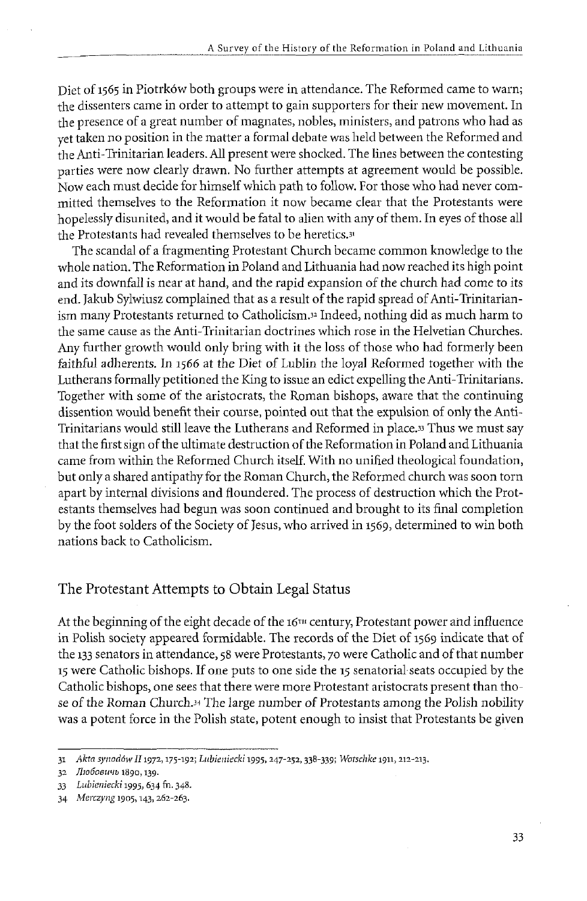Diet of 1565 in Piotrków both groups were in attendance. The Reformed came to warn; the dissenters came in order to attempt to gain supporters for their new movement. In the presence of a great number of magnates, nobles, ministers, and patrons who had as yet taken no position in the matter a formal debate was held between the Reformed and the Anti-Trinitarian leaders. All present were shocked. The lines between the contesting parties were now clearly drawn. No further attempts at agreement would be possible. Now each must decide for himself which path to follow. For those who had never committed themselves to the Reformation it now became clear that the Protestants were hopelessly disunited, and it would be fatal to alien with any of them. In eyes of those all the Protestants had revealed themselves to be heretics.[31]

The scandal of a fragmenting Protestant Church became common knowledge to the whole nation. The Reformation in Poland and Lithuania had now reached its high point and its downfall is near at hand, and the rapid expansion of the church had come to its end. Jakub Sylwiusz complained that as a result of the rapid spread of Anti-Trinitarianism many Protestants returned to Catholicism.[32] Indeed, nothing did as much harm to the same cause as the Anti-Trinitarian doctrines which rose in the Helvetian Churches. Any further growth would only bring with it the loss of those who had formerly been faithful adherents. In 1566 at the Diet of Lublin the loyal Reformed together with the Lutherans formally petitioned the King to issue an edict expelling the Anti-Trinitarians. Together with some of the aristocrats, the Roman bishops, aware that the continuing dissention would benefit their course, pointed out that the expulsion of only the Anti-Trinitarians would still leave the Lutherans and Reformed in place.[33] Thus we must say that the first sign of the ultimate destruction of the Reformation in Poland and Lithuania came from within the Reformed Church itself. With no unified theological foundation, but only a shared antipathy for the Roman Church, the Reformed church was soon torn apart by internal divisions and floundered. The process of destruction which the Protestants themselves had begun was soon continued and brought to its final completion by the foot solders of the Society of Jesus, who arrived in 1569, determined to win both nations back to Catholicism.

## The Protestant Attempts to Obtain Legal Status

At the beginning of the eight decade of the 16TH century, Protestant power and influence in Polish society appeared formidable. The records of the Diet of 1569 indicate that of the 133 senators in attendance, 58 were Protestants, 70 were Catholic and of that number 15 were Catholic bishops. If one puts to one side the 15 senatorial seats occupied by the Catholic bishops, one sees that there were more Protestant aristocrats present than those of the Roman Church.[34] The large number of Protestants among the Polish nobility was a potent force in the Polish state, potent enough to insist that Protestants be given

---

31 *Akta synodów II* 1972, 175-192; *Lubieniecki* 1995, 247-252, 338-339; *Wotschke* 1911, 212-213.

32 *Любовичъ* 1890, 139.

33 *Lubieniecki* 1995, 634 fn. 348.

34 *Merczyng* 1905, 143, 262-263.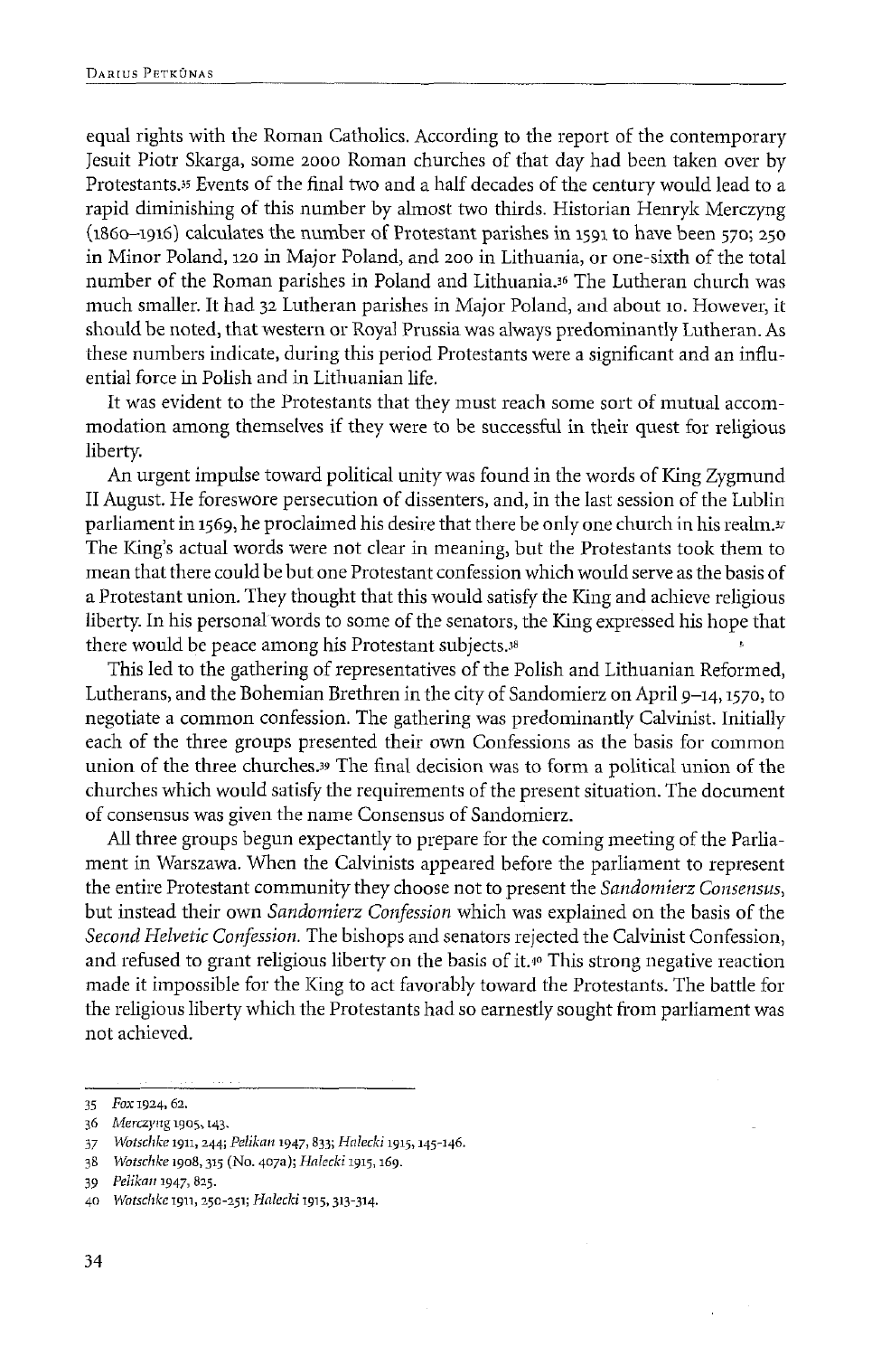equal rights with the Roman Catholics. According to the report of the contemporary Jesuit Piotr Skarga, some 2000 Roman churches of that day had been taken over by Protestants.[35] Events of the final two and a half decades of the century would lead to a rapid diminishing of this number by almost two thirds. Historian Henryk Merczyng (1860–1916) calculates the number of Protestant parishes in 1591 to have been 570; 250 in Minor Poland, 120 in Major Poland, and 200 in Lithuania, or one-sixth of the total number of the Roman parishes in Poland and Lithuania.[36] The Lutheran church was much smaller. It had 32 Lutheran parishes in Major Poland, and about 10. However, it should be noted, that western or Royal Prussia was always predominantly Lutheran. As these numbers indicate, during this period Protestants were a significant and an influential force in Polish and in Lithuanian life.

It was evident to the Protestants that they must reach some sort of mutual accommodation among themselves if they were to be successful in their quest for religious liberty.

An urgent impulse toward political unity was found in the words of King Zygmund II August. He foreswore persecution of dissenters, and, in the last session of the Lublin parliament in 1569, he proclaimed his desire that there be only one church in his realm.[37] The King's actual words were not clear in meaning, but the Protestants took them to mean that there could be but one Protestant confession which would serve as the basis of a Protestant union. They thought that this would satisfy the King and achieve religious liberty. In his personal words to some of the senators, the King expressed his hope that there would be peace among his Protestant subjects.[38]

This led to the gathering of representatives of the Polish and Lithuanian Reformed, Lutherans, and the Bohemian Brethren in the city of Sandomierz on April 9–14, 1570, to negotiate a common confession. The gathering was predominantly Calvinist. Initially each of the three groups presented their own Confessions as the basis for common union of the three churches.[39] The final decision was to form a political union of the churches which would satisfy the requirements of the present situation. The document of consensus was given the name Consensus of Sandomierz.

All three groups begun expectantly to prepare for the coming meeting of the Parliament in Warszawa. When the Calvinists appeared before the parliament to represent the entire Protestant community they choose not to present the *Sandomierz Consensus*, but instead their own *Sandomierz Confession* which was explained on the basis of the *Second Helvetic Confession*. The bishops and senators rejected the Calvinist Confession, and refused to grant religious liberty on the basis of it.[40] This strong negative reaction made it impossible for the King to act favorably toward the Protestants. The battle for the religious liberty which the Protestants had so earnestly sought from parliament was not achieved.

---

35 *Fox* 1924, 62.

36 *Merczyng* 1905, 143.

37 *Wotschke* 1911, 244; *Pelikan* 1947, 833; *Halecki* 1915, 145-146.

38 *Wotschke* 1908, 315 (No. 407a); *Halecki* 1915, 169.

39 *Pelikan* 1947, 825.

40 *Wotschke* 1911, 250-251; *Halecki* 1915, 313-314.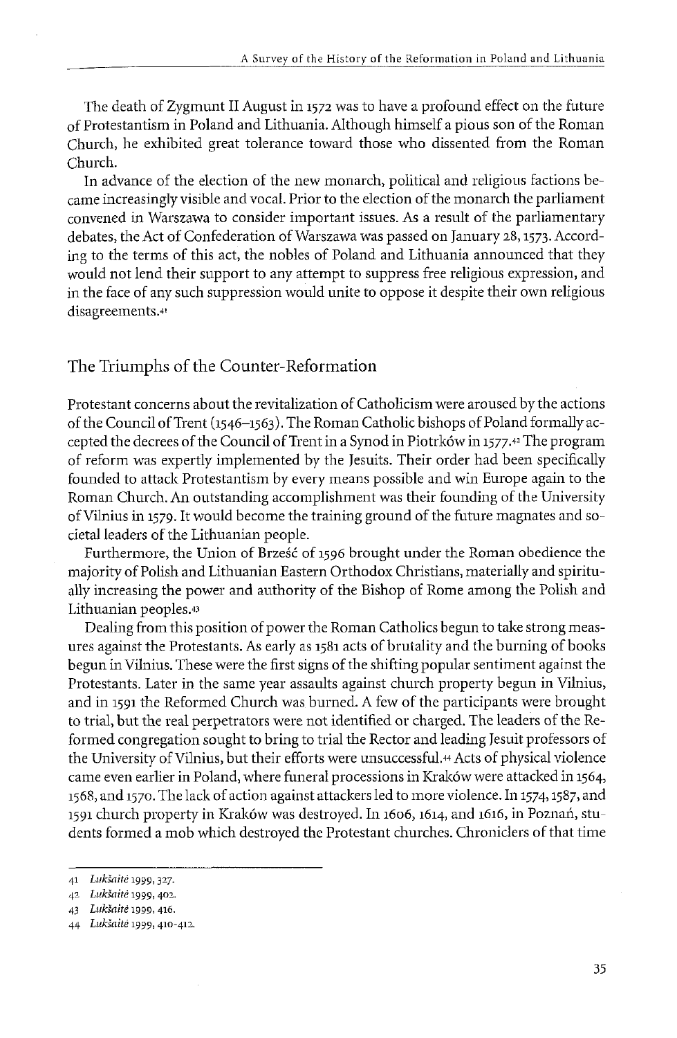The death of Zygmunt II August in 1572 was to have a profound effect on the future of Protestantism in Poland and Lithuania. Although himself a pious son of the Roman Church, he exhibited great tolerance toward those who dissented from the Roman Church.

In advance of the election of the new monarch, political and religious factions became increasingly visible and vocal. Prior to the election of the monarch the parliament convened in Warszawa to consider important issues. As a result of the parliamentary debates, the Act of Confederation of Warszawa was passed on January 28, 1573. According to the terms of this act, the nobles of Poland and Lithuania announced that they would not lend their support to any attempt to suppress free religious expression, and in the face of any such suppression would unite to oppose it despite their own religious disagreements.[41]

## The Triumphs of the Counter-Reformation

Protestant concerns about the revitalization of Catholicism were aroused by the actions of the Council of Trent (1546–1563). The Roman Catholic bishops of Poland formally accepted the decrees of the Council of Trent in a Synod in Piotrków in 1577.[42] The program of reform was expertly implemented by the Jesuits. Their order had been specifically founded to attack Protestantism by every means possible and win Europe again to the Roman Church. An outstanding accomplishment was their founding of the University of Vilnius in 1579. It would become the training ground of the future magnates and societal leaders of the Lithuanian people.

Furthermore, the Union of Brześć of 1596 brought under the Roman obedience the majority of Polish and Lithuanian Eastern Orthodox Christians, materially and spiritually increasing the power and authority of the Bishop of Rome among the Polish and Lithuanian peoples.[43]

Dealing from this position of power the Roman Catholics begun to take strong measures against the Protestants. As early as 1581 acts of brutality and the burning of books begun in Vilnius. These were the first signs of the shifting popular sentiment against the Protestants. Later in the same year assaults against church property begun in Vilnius, and in 1591 the Reformed Church was burned. A few of the participants were brought to trial, but the real perpetrators were not identified or charged. The leaders of the Reformed congregation sought to bring to trial the Rector and leading Jesuit professors of the University of Vilnius, but their efforts were unsuccessful.[44] Acts of physical violence came even earlier in Poland, where funeral processions in Kraków were attacked in 1564, 1568, and 1570. The lack of action against attackers led to more violence. In 1574, 1587, and 1591 church property in Kraków was destroyed. In 1606, 1614, and 1616, in Poznań, students formed a mob which destroyed the Protestant churches. Chroniclers of that time

---

41 *Lukšaitė* 1999, 327.

42 *Lukšaitė* 1999, 402.

43 *Lukšaitė* 1999, 416.

44 *Lukšaitė* 1999, 410-412.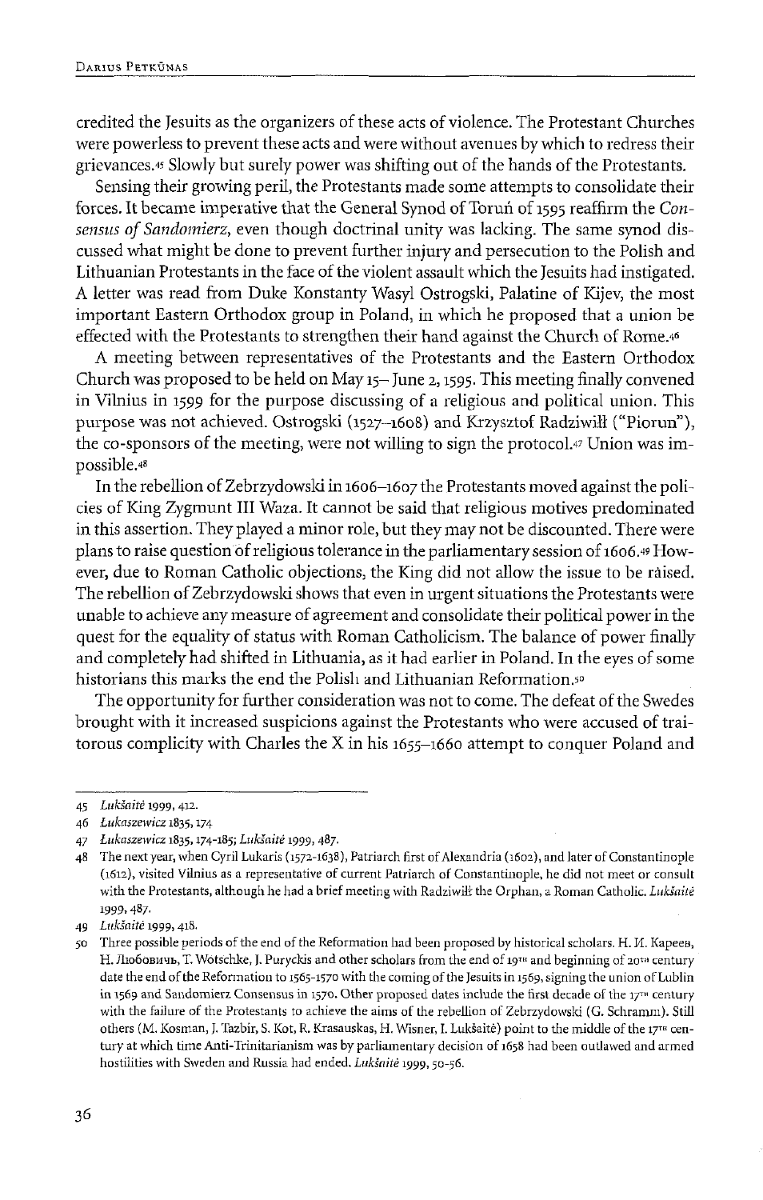credited the Jesuits as the organizers of these acts of violence. The Protestant Churches were powerless to prevent these acts and were without avenues by which to redress their grievances.[45] Slowly but surely power was shifting out of the hands of the Protestants.

Sensing their growing peril, the Protestants made some attempts to consolidate their forces. It became imperative that the General Synod of Toruń of 1595 reaffirm the *Consensus of Sandomierz*, even though doctrinal unity was lacking. The same synod discussed what might be done to prevent further injury and persecution to the Polish and Lithuanian Protestants in the face of the violent assault which the Jesuits had instigated. A letter was read from Duke Konstanty Wasyl Ostrogski, Palatine of Kijev, the most important Eastern Orthodox group in Poland, in which he proposed that a union be effected with the Protestants to strengthen their hand against the Church of Rome.[46]

A meeting between representatives of the Protestants and the Eastern Orthodox Church was proposed to be held on May 15–June 2, 1595. This meeting finally convened in Vilnius in 1599 for the purpose discussing of a religious and political union. This purpose was not achieved. Ostrogski (1527–1608) and Krzysztof Radziwiłł ("Piorun"), the co-sponsors of the meeting, were not willing to sign the protocol.[47] Union was impossible.[48]

In the rebellion of Zebrzydowski in 1606–1607 the Protestants moved against the policies of King Zygmunt III Waza. It cannot be said that religious motives predominated in this assertion. They played a minor role, but they may not be discounted. There were plans to raise question of religious tolerance in the parliamentary session of 1606.[49] However, due to Roman Catholic objections, the King did not allow the issue to be raised. The rebellion of Zebrzydowski shows that even in urgent situations the Protestants were unable to achieve any measure of agreement and consolidate their political power in the quest for the equality of status with Roman Catholicism. The balance of power finally and completely had shifted in Lithuania, as it had earlier in Poland. In the eyes of some historians this marks the end the Polish and Lithuanian Reformation.[50]

The opportunity for further consideration was not to come. The defeat of the Swedes brought with it increased suspicions against the Protestants who were accused of traitorous complicity with Charles the X in his 1655–1660 attempt to conquer Poland and

---

45 *Lukšaitė* 1999, 412.

46 *Lukaszewicz* 1835, 174

47 *Łukaszewicz* 1835, 174–185; *Lukšaitė* 1999, 487.

48 The next year, when Cyril Lukaris (1572–1638), Patriarch first of Alexandria (1602), and later of Constantinople (1612), visited Vilnius as a representative of current Patriarch of Constantinople, he did not meet or consult with the Protestants, although he had a brief meeting with Radziwiłł the Orphan, a Roman Catholic. *Lukšaitė* 1999, 487.

49 *Lukšaitė* 1999, 418.

50 Three possible periods of the end of the Reformation had been proposed by historical scholars. Н. И. Кареев, Н. Любовичъ, T. Wotschke, J. Puryckis and other scholars from the end of 19th and beginning of 20th century date the end of the Reformation to 1565-1570 with the coming of the Jesuits in 1569, signing the union of Lublin in 1569 and Sandomierz Consensus in 1570. Other proposed dates include the first decade of the 17th century with the failure of the Protestants to achieve the aims of the rebellion of Zebrzydowski (G. Schramm). Still others (M. Kosman, J. Tazbir, S. Kot, R. Krasauskas, H. Wisner, I. Lukšaitė) point to the middle of the 17th century at which time Anti-Trinitarianism was by parliamentary decision of 1658 had been outlawed and armed hostilities with Sweden and Russia had ended. *Lukšaitė* 1999, 50-56.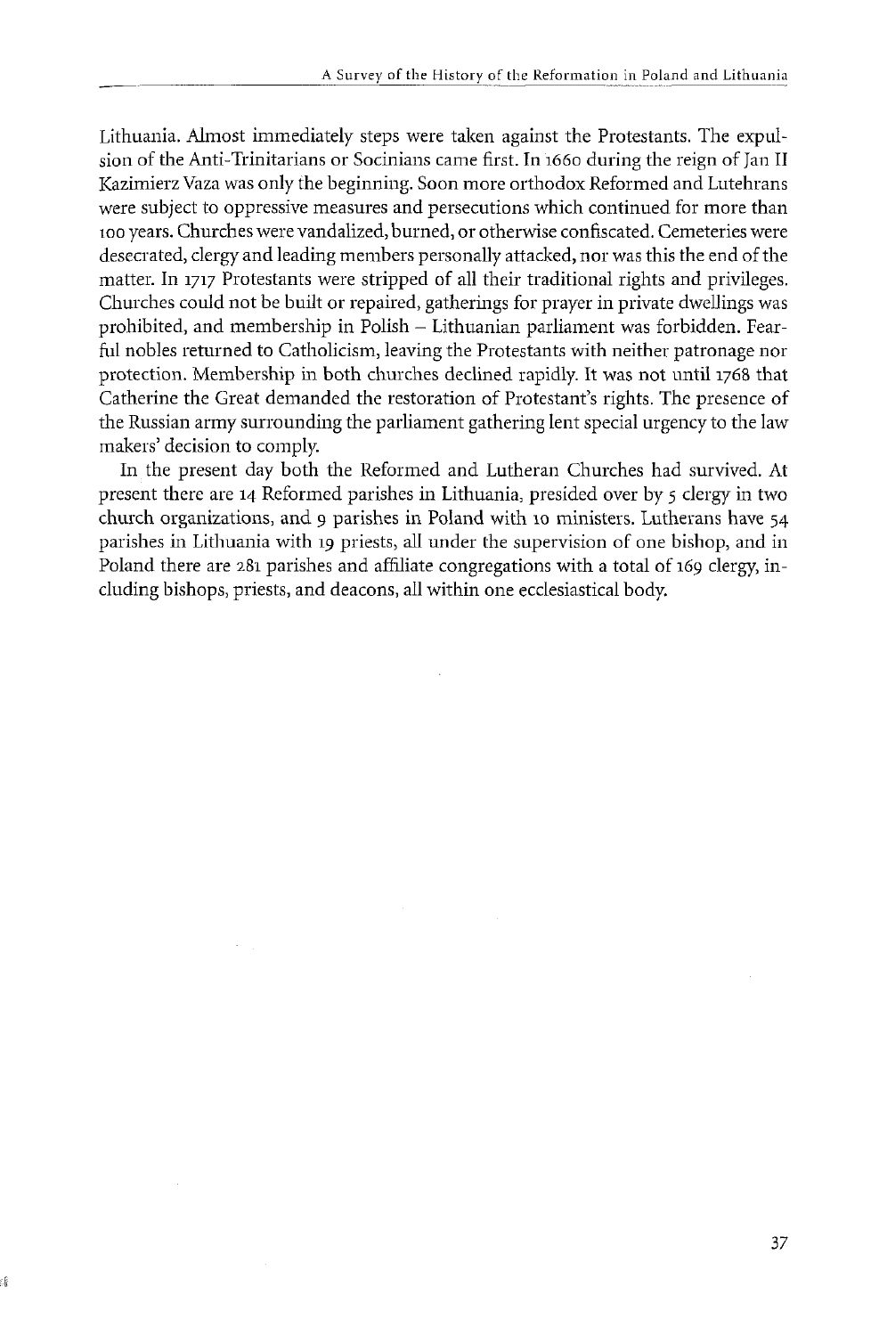Lithuania. Almost immediately steps were taken against the Protestants. The expulsion of the Anti-Trinitarians or Socinians came first. In 1660 during the reign of Jan II Kazimierz Vaza was only the beginning. Soon more orthodox Reformed and Lutehrans were subject to oppressive measures and persecutions which continued for more than 100 years. Churches were vandalized, burned, or otherwise confiscated. Cemeteries were desecrated, clergy and leading members personally attacked, nor was this the end of the matter. In 1717 Protestants were stripped of all their traditional rights and privileges. Churches could not be built or repaired, gatherings for prayer in private dwellings was prohibited, and membership in Polish – Lithuanian parliament was forbidden. Fearful nobles returned to Catholicism, leaving the Protestants with neither patronage nor protection. Membership in both churches declined rapidly. It was not until 1768 that Catherine the Great demanded the restoration of Protestant's rights. The presence of the Russian army surrounding the parliament gathering lent special urgency to the law makers' decision to comply.

In the present day both the Reformed and Lutheran Churches had survived. At present there are 14 Reformed parishes in Lithuania, presided over by 5 clergy in two church organizations, and 9 parishes in Poland with 10 ministers. Lutherans have 54 parishes in Lithuania with 19 priests, all under the supervision of one bishop, and in Poland there are 281 parishes and affiliate congregations with a total of 169 clergy, including bishops, priests, and deacons, all within one ecclesiastical body.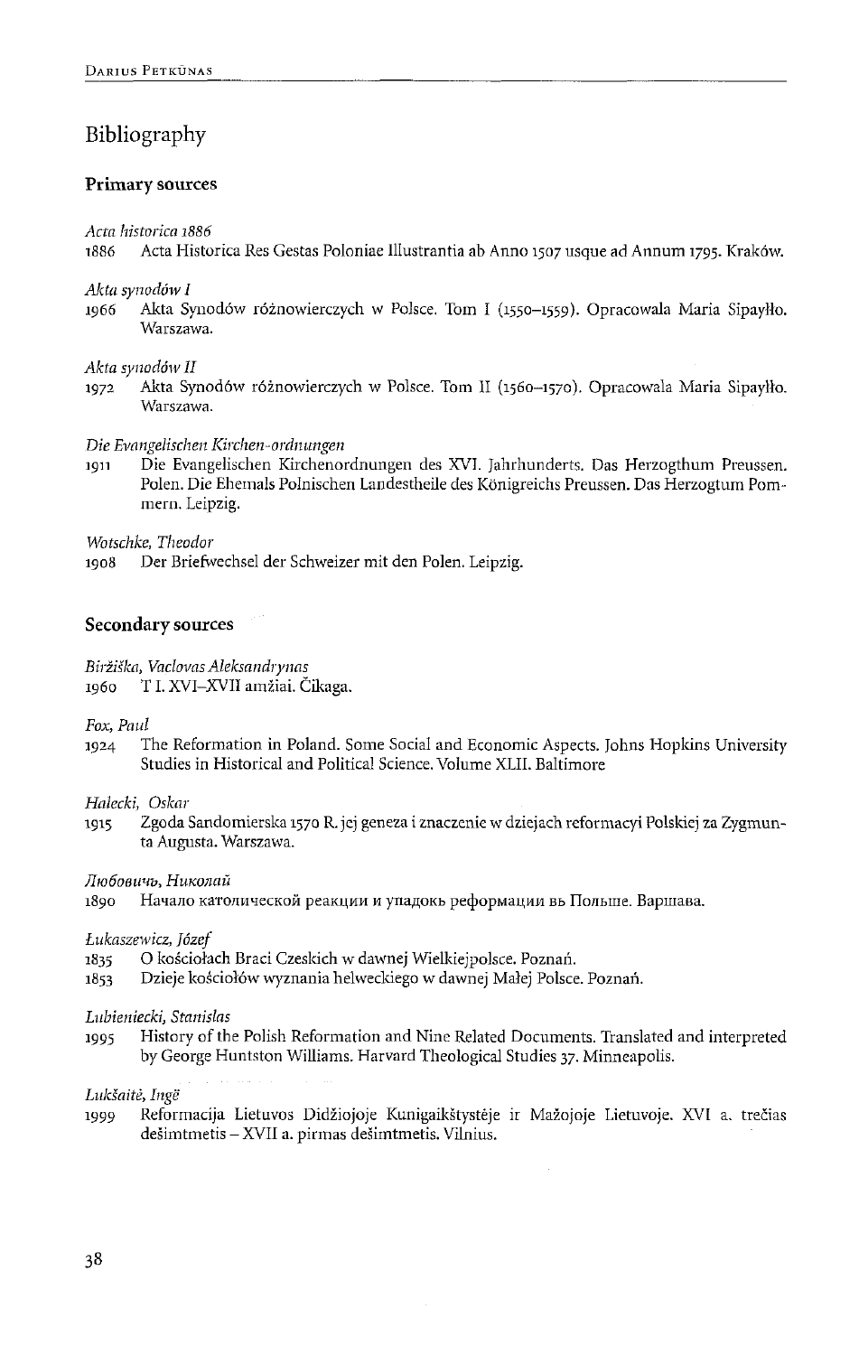# Bibliography

## Primary sources

*Acta historica 1886*

1886 Acta Historica Res Gestas Poloniae Illustrantia ab Anno 1507 usque ad Annum 1795. Kraków.

*Akta synodów I*

1966 Akta Synodów różnowierczych w Polsce. Tom I (1550–1559). Opracowala Maria Sipayłło. Warszawa.

*Akta synodów II*

1972 Akta Synodów różnowierczych w Polsce. Tom II (1560–1570). Opracowala Maria Sipayłło. Warszawa.

*Die Evangelischen Kirchen-ordnungen*

1911 Die Evangelischen Kirchenordnungen des XVI. Jahrhunderts. Das Herzogthum Preussen. Polen. Die Ehemals Polnischen Landestheile des Königreichs Preussen. Das Herzogtum Pommern. Leipzig.

*Wotschke, Theodor*

1908 Der Briefwechsel der Schweizer mit den Polen. Leipzig.

## Secondary sources

*Biržiška, Vaclovas Aleksandrynas*

1960 T I. XVI–XVII amžiai. Čikaga.

*Fox, Paul*

1924 The Reformation in Poland. Some Social and Economic Aspects. Johns Hopkins University Studies in Historical and Political Science. Volume XLII. Baltimore

*Halecki, Oskar*

1915 Zgoda Sandomierska 1570 R. jej geneza i znaczenie w dziejach reformacyi Polskiej za Zygmunta Augusta. Warszawa.

*Любовичъ, Николай*

1890 Начало католической реакции и упадокъ реформации въ Польше. Варшава.

*Łukaszewicz, Józef*

1835 O kościołach Braci Czeskich w dawnej Wielkiejpolsce. Poznań.

1853 Dzieje kościołów wyznania helweckiego w dawnej Małej Polsce. Poznań.

*Lubieniecki, Stanislas*

1995 History of the Polish Reformation and Nine Related Documents. Translated and interpreted by George Huntston Williams. Harvard Theological Studies 37. Minneapolis.

*Lukšaitė, Ingė*

1999 Reformacija Lietuvos Didžiojoje Kunigaikštystėje ir Mažojoje Lietuvoje. XVI a. trečias dešimtmetis – XVII a. pirmas dešimtmetis. Vilnius.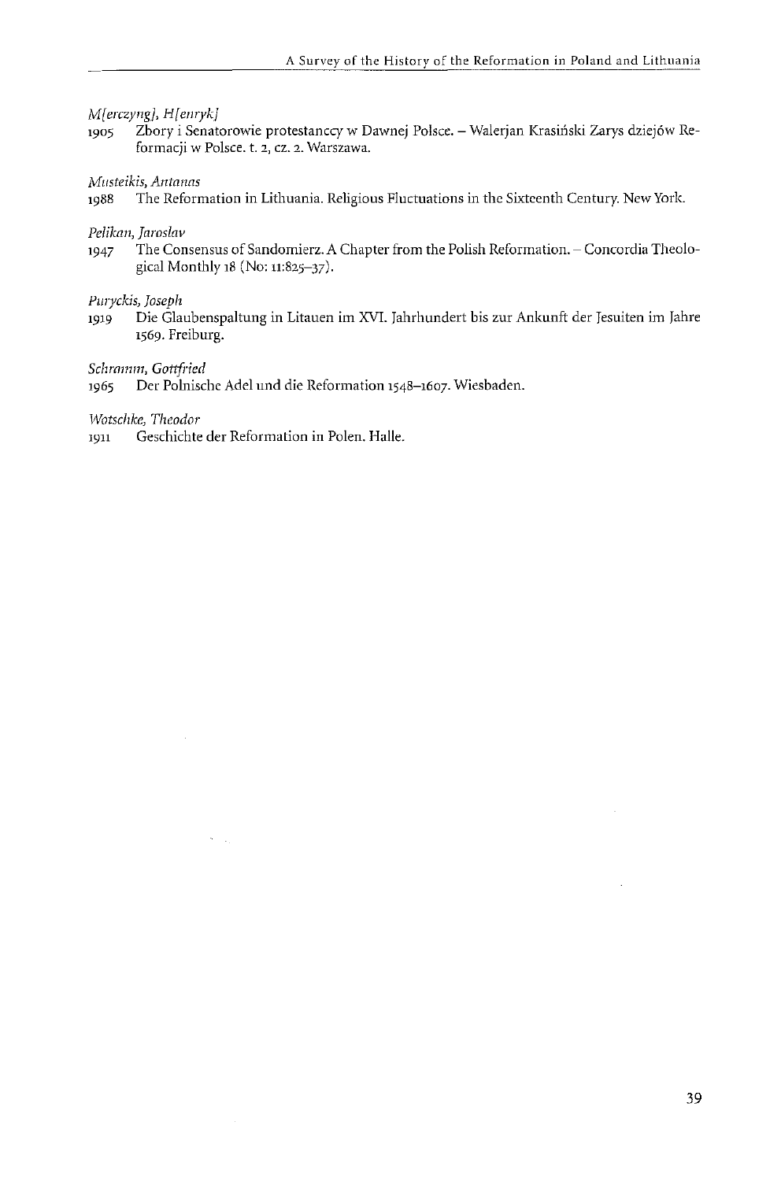*M[erczyng], H[enryk]*

1905 Zbory i Senatorowie protestanccy w Dawnej Polsce. – Walerjan Krasiński Zarys dziejów Reformacji w Polsce. t. 2, cz. 2. Warszawa.

*Musteikis, Antanas*

1988 The Reformation in Lithuania. Religious Fluctuations in the Sixteenth Century. New York.

*Pelikan, Jaroslav*

1947 The Consensus of Sandomierz. A Chapter from the Polish Reformation. – Concordia Theological Monthly 18 (No: 11:825–37).

*Puryckis, Joseph*

1919 Die Glaubenspaltung in Litauen im XVI. Jahrhundert bis zur Ankunft der Jesuiten im Jahre 1569. Freiburg.

*Schramm, Gottfried*

1965 Der Polnische Adel und die Reformation 1548–1607. Wiesbaden.

*Wotschke, Theodor*

1911 Geschichte der Reformation in Polen. Halle.